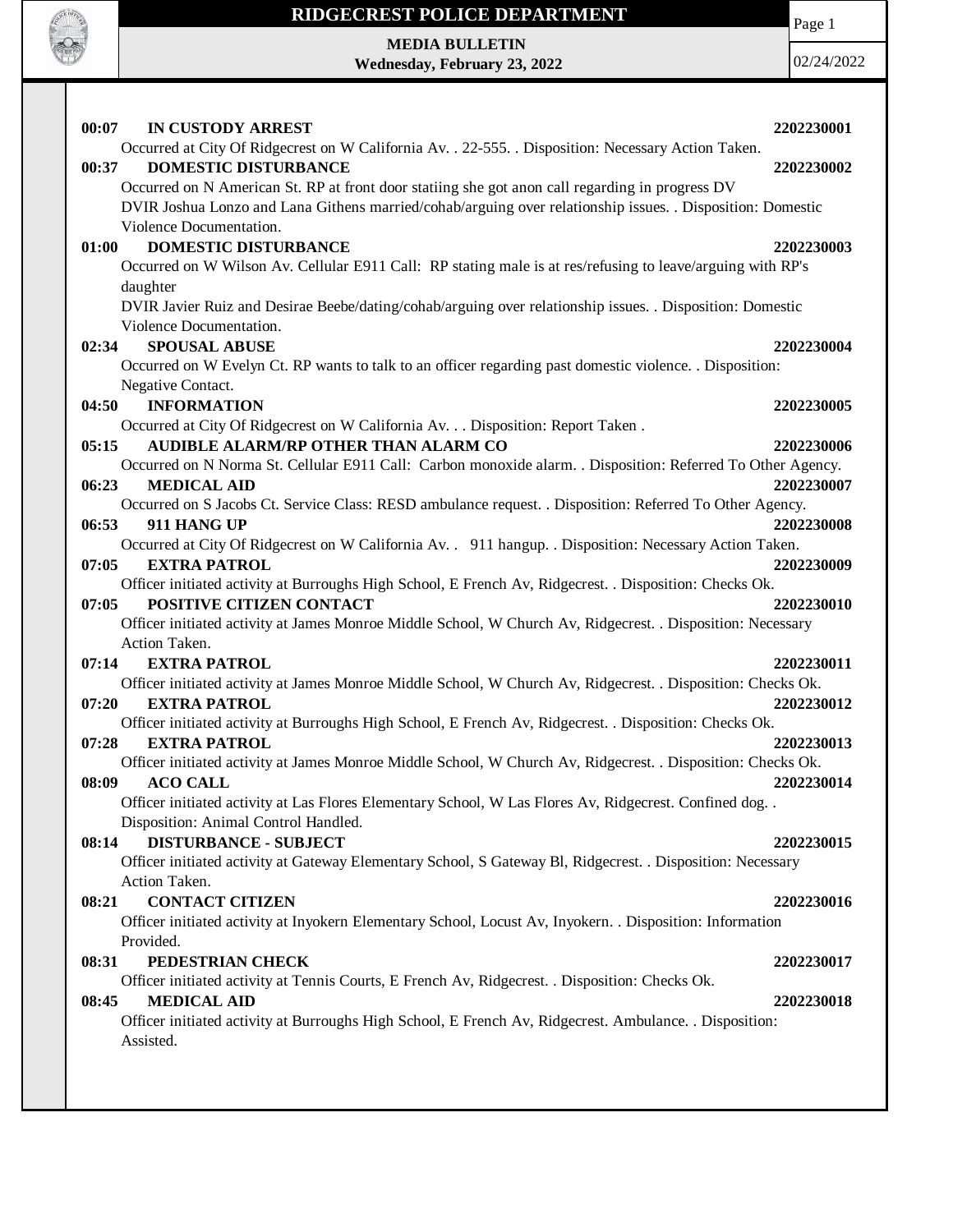# RIDGECREST POLICE DEPARTMENT

**MEDIA BULLETIN**
**Wednesday, February 23, 2022**

02/24/2022

**00:07 IN CUSTODY ARREST** **2202230001**
Occurred at City Of Ridgecrest on W California Av. . 22-555. . Disposition: Necessary Action Taken.

**00:37 DOMESTIC DISTURBANCE** **2202230002**
Occurred on N American St. RP at front door statiing she got anon call regarding in progress DV
DVIR Joshua Lonzo and Lana Githens married/cohab/arguing over relationship issues. . Disposition: Domestic Violence Documentation.

**01:00 DOMESTIC DISTURBANCE** **2202230003**
Occurred on W Wilson Av. Cellular E911 Call: RP stating male is at res/refusing to leave/arguing with RP's daughter
DVIR Javier Ruiz and Desirae Beebe/dating/cohab/arguing over relationship issues. . Disposition: Domestic Violence Documentation.

**02:34 SPOUSAL ABUSE** **2202230004**
Occurred on W Evelyn Ct. RP wants to talk to an officer regarding past domestic violence. . Disposition: Negative Contact.

**04:50 INFORMATION** **2202230005**
Occurred at City Of Ridgecrest on W California Av. . . Disposition: Report Taken .

**05:15 AUDIBLE ALARM/RP OTHER THAN ALARM CO** **2202230006**
Occurred on N Norma St. Cellular E911 Call: Carbon monoxide alarm. . Disposition: Referred To Other Agency.

**06:23 MEDICAL AID** **2202230007**
Occurred on S Jacobs Ct. Service Class: RESD ambulance request. . Disposition: Referred To Other Agency.

**06:53 911 HANG UP** **2202230008**
Occurred at City Of Ridgecrest on W California Av. . 911 hangup. . Disposition: Necessary Action Taken.

**07:05 EXTRA PATROL** **2202230009**
Officer initiated activity at Burroughs High School, E French Av, Ridgecrest. . Disposition: Checks Ok.

**07:05 POSITIVE CITIZEN CONTACT** **2202230010**
Officer initiated activity at James Monroe Middle School, W Church Av, Ridgecrest. . Disposition: Necessary Action Taken.

**07:14 EXTRA PATROL** **2202230011**
Officer initiated activity at James Monroe Middle School, W Church Av, Ridgecrest. . Disposition: Checks Ok.

**07:20 EXTRA PATROL** **2202230012**
Officer initiated activity at Burroughs High School, E French Av, Ridgecrest. . Disposition: Checks Ok.

**07:28 EXTRA PATROL** **2202230013**
Officer initiated activity at James Monroe Middle School, W Church Av, Ridgecrest. . Disposition: Checks Ok.

**08:09 ACO CALL** **2202230014**
Officer initiated activity at Las Flores Elementary School, W Las Flores Av, Ridgecrest. Confined dog. . Disposition: Animal Control Handled.

**08:14 DISTURBANCE - SUBJECT** **2202230015**
Officer initiated activity at Gateway Elementary School, S Gateway Bl, Ridgecrest. . Disposition: Necessary Action Taken.

**08:21 CONTACT CITIZEN** **2202230016**
Officer initiated activity at Inyokern Elementary School, Locust Av, Inyokern. . Disposition: Information Provided.

**08:31 PEDESTRIAN CHECK** **2202230017**
Officer initiated activity at Tennis Courts, E French Av, Ridgecrest. . Disposition: Checks Ok.

**08:45 MEDICAL AID** **2202230018**
Officer initiated activity at Burroughs High School, E French Av, Ridgecrest. Ambulance. . Disposition: Assisted.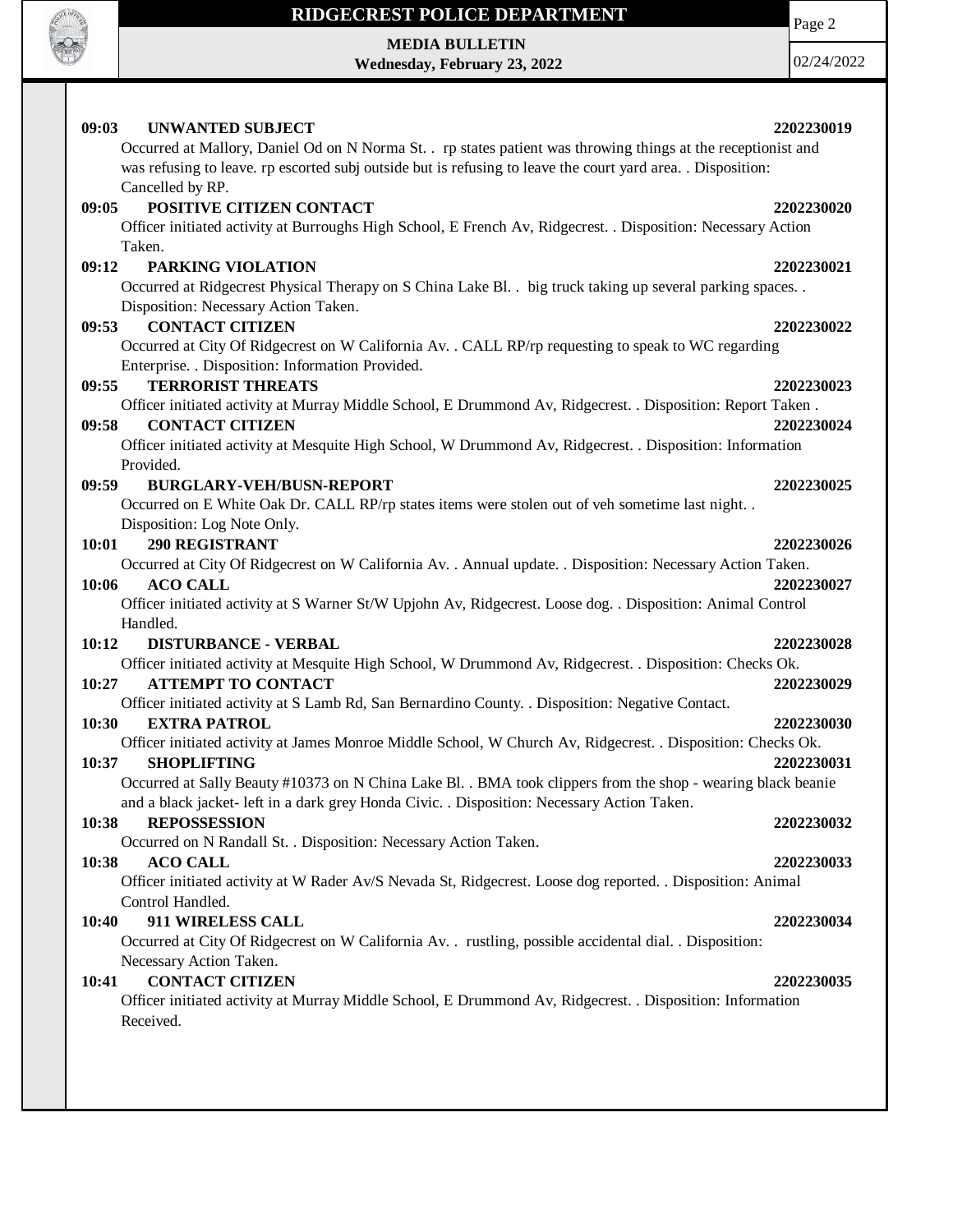**09:03 UNWANTED SUBJECT** **2202230019**

Occurred at Mallory, Daniel Od on N Norma St. . rp states patient was throwing things at the receptionist and was refusing to leave. rp escorted subj outside but is refusing to leave the court yard area. . Disposition: Cancelled by RP.

**09:05 POSITIVE CITIZEN CONTACT** **2202230020**

Officer initiated activity at Burroughs High School, E French Av, Ridgecrest. . Disposition: Necessary Action Taken.

**09:12 PARKING VIOLATION** **2202230021**

Occurred at Ridgecrest Physical Therapy on S China Lake Bl. . big truck taking up several parking spaces. . Disposition: Necessary Action Taken.

**09:53 CONTACT CITIZEN** **2202230022**

Occurred at City Of Ridgecrest on W California Av. . CALL RP/rp requesting to speak to WC regarding Enterprise. . Disposition: Information Provided.

**09:55 TERRORIST THREATS** **2202230023**

Officer initiated activity at Murray Middle School, E Drummond Av, Ridgecrest. . Disposition: Report Taken .

**09:58 CONTACT CITIZEN** **2202230024**

Officer initiated activity at Mesquite High School, W Drummond Av, Ridgecrest. . Disposition: Information Provided.

**09:59 BURGLARY-VEH/BUSN-REPORT** **2202230025**

Occurred on E White Oak Dr. CALL RP/rp states items were stolen out of veh sometime last night. . Disposition: Log Note Only.

**10:01 290 REGISTRANT** **2202230026**

Occurred at City Of Ridgecrest on W California Av. . Annual update. . Disposition: Necessary Action Taken.

**10:06 ACO CALL** **2202230027**

Officer initiated activity at S Warner St/W Upjohn Av, Ridgecrest. Loose dog. . Disposition: Animal Control Handled.

**10:12 DISTURBANCE - VERBAL** **2202230028**

Officer initiated activity at Mesquite High School, W Drummond Av, Ridgecrest. . Disposition: Checks Ok.

**10:27 ATTEMPT TO CONTACT** **2202230029**

Officer initiated activity at S Lamb Rd, San Bernardino County. . Disposition: Negative Contact.

**10:30 EXTRA PATROL** **2202230030**

Officer initiated activity at James Monroe Middle School, W Church Av, Ridgecrest. . Disposition: Checks Ok.

**10:37 SHOPLIFTING** **2202230031**

Occurred at Sally Beauty #10373 on N China Lake Bl. . BMA took clippers from the shop - wearing black beanie and a black jacket- left in a dark grey Honda Civic. . Disposition: Necessary Action Taken.

**10:38 REPOSSESSION** **2202230032**

Occurred on N Randall St. . Disposition: Necessary Action Taken.

**10:38 ACO CALL** **2202230033**

Officer initiated activity at W Rader Av/S Nevada St, Ridgecrest. Loose dog reported. . Disposition: Animal Control Handled.

**10:40 911 WIRELESS CALL** **2202230034**

Occurred at City Of Ridgecrest on W California Av. . rustling, possible accidental dial. . Disposition: Necessary Action Taken.

**10:41 CONTACT CITIZEN** **2202230035**

Officer initiated activity at Murray Middle School, E Drummond Av, Ridgecrest. . Disposition: Information Received.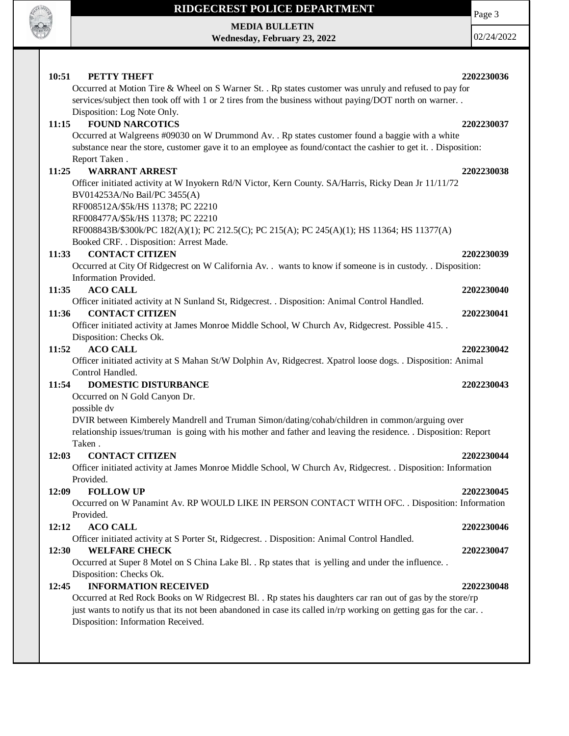**10:51 PETTY THEFT 2202230036**

Occurred at Motion Tire & Wheel on S Warner St. . Rp states customer was unruly and refused to pay for services/subject then took off with 1 or 2 tires from the business without paying/DOT north on warner. . Disposition: Log Note Only.

**11:15 FOUND NARCOTICS 2202230037**

Occurred at Walgreens #09030 on W Drummond Av. . Rp states customer found a baggie with a white substance near the store, customer gave it to an employee as found/contact the cashier to get it. . Disposition: Report Taken .

**11:25 WARRANT ARREST 2202230038**

Officer initiated activity at W Inyokern Rd/N Victor, Kern County. SA/Harris, Ricky Dean Jr 11/11/72
BV014253A/No Bail/PC 3455(A)
RF008512A/$5k/HS 11378; PC 22210
RF008477A/$5k/HS 11378; PC 22210
RF008843B/$300k/PC 182(A)(1); PC 212.5(C); PC 215(A); PC 245(A)(1); HS 11364; HS 11377(A)
Booked CRF. . Disposition: Arrest Made.

**11:33 CONTACT CITIZEN 2202230039**

Occurred at City Of Ridgecrest on W California Av. . wants to know if someone is in custody. . Disposition: Information Provided.

**11:35 ACO CALL 2202230040**

Officer initiated activity at N Sunland St, Ridgecrest. . Disposition: Animal Control Handled.

**11:36 CONTACT CITIZEN 2202230041**

Officer initiated activity at James Monroe Middle School, W Church Av, Ridgecrest. Possible 415. . Disposition: Checks Ok.

**11:52 ACO CALL 2202230042**

Officer initiated activity at S Mahan St/W Dolphin Av, Ridgecrest. Xpatrol loose dogs. . Disposition: Animal Control Handled.

**11:54 DOMESTIC DISTURBANCE 2202230043**

Occurred on N Gold Canyon Dr.
possible dv
DVIR between Kimberely Mandrell and Truman Simon/dating/cohab/children in common/arguing over relationship issues/truman is going with his mother and father and leaving the residence. . Disposition: Report Taken .

**12:03 CONTACT CITIZEN 2202230044**

Officer initiated activity at James Monroe Middle School, W Church Av, Ridgecrest. . Disposition: Information Provided.

**12:09 FOLLOW UP 2202230045**

Occurred on W Panamint Av. RP WOULD LIKE IN PERSON CONTACT WITH OFC. . Disposition: Information Provided.

**12:12 ACO CALL 2202230046**

Officer initiated activity at S Porter St, Ridgecrest. . Disposition: Animal Control Handled.

**12:30 WELFARE CHECK 2202230047**

Occurred at Super 8 Motel on S China Lake Bl. . Rp states that is yelling and under the influence. . Disposition: Checks Ok.

**12:45 INFORMATION RECEIVED 2202230048**

Occurred at Red Rock Books on W Ridgecrest Bl. . Rp states his daughters car ran out of gas by the store/rp just wants to notify us that its not been abandoned in case its called in/rp working on getting gas for the car. . Disposition: Information Received.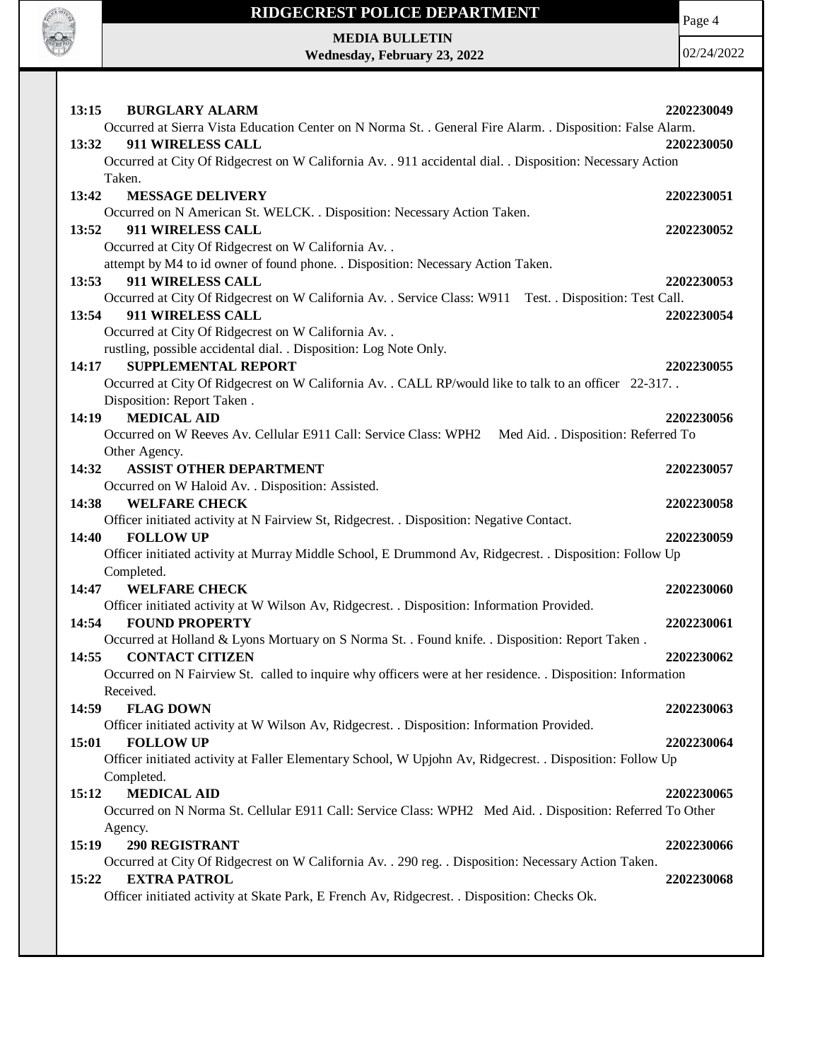**13:15 BURGLARY ALARM** **2202230049**

Occurred at Sierra Vista Education Center on N Norma St. . General Fire Alarm. . Disposition: False Alarm.

**13:32 911 WIRELESS CALL** **2202230050**

Occurred at City Of Ridgecrest on W California Av. . 911 accidental dial. . Disposition: Necessary Action Taken.

**13:42 MESSAGE DELIVERY** **2202230051**

Occurred on N American St. WELCK. . Disposition: Necessary Action Taken.

**13:52 911 WIRELESS CALL** **2202230052**

Occurred at City Of Ridgecrest on W California Av. .
attempt by M4 to id owner of found phone. . Disposition: Necessary Action Taken.

**13:53 911 WIRELESS CALL** **2202230053**

Occurred at City Of Ridgecrest on W California Av. . Service Class: W911 Test. . Disposition: Test Call.

**13:54 911 WIRELESS CALL** **2202230054**

Occurred at City Of Ridgecrest on W California Av. .
rustling, possible accidental dial. . Disposition: Log Note Only.

**14:17 SUPPLEMENTAL REPORT** **2202230055**

Occurred at City Of Ridgecrest on W California Av. . CALL RP/would like to talk to an officer 22-317. . Disposition: Report Taken .

**14:19 MEDICAL AID** **2202230056**

Occurred on W Reeves Av. Cellular E911 Call: Service Class: WPH2 Med Aid. . Disposition: Referred To Other Agency.

**14:32 ASSIST OTHER DEPARTMENT** **2202230057**

Occurred on W Haloid Av. . Disposition: Assisted.

**14:38 WELFARE CHECK** **2202230058**

Officer initiated activity at N Fairview St, Ridgecrest. . Disposition: Negative Contact.

**14:40 FOLLOW UP** **2202230059**

Officer initiated activity at Murray Middle School, E Drummond Av, Ridgecrest. . Disposition: Follow Up Completed.

**14:47 WELFARE CHECK** **2202230060**

Officer initiated activity at W Wilson Av, Ridgecrest. . Disposition: Information Provided.

**14:54 FOUND PROPERTY** **2202230061**

Occurred at Holland & Lyons Mortuary on S Norma St. . Found knife. . Disposition: Report Taken .

**14:55 CONTACT CITIZEN** **2202230062**

Occurred on N Fairview St. called to inquire why officers were at her residence. . Disposition: Information Received.

**14:59 FLAG DOWN** **2202230063**

Officer initiated activity at W Wilson Av, Ridgecrest. . Disposition: Information Provided.

**15:01 FOLLOW UP** **2202230064**

Officer initiated activity at Faller Elementary School, W Upjohn Av, Ridgecrest. . Disposition: Follow Up Completed.

**15:12 MEDICAL AID** **2202230065**

Occurred on N Norma St. Cellular E911 Call: Service Class: WPH2 Med Aid. . Disposition: Referred To Other Agency.

**15:19 290 REGISTRANT** **2202230066**

Occurred at City Of Ridgecrest on W California Av. . 290 reg. . Disposition: Necessary Action Taken.

**15:22 EXTRA PATROL** **2202230068**

Officer initiated activity at Skate Park, E French Av, Ridgecrest. . Disposition: Checks Ok.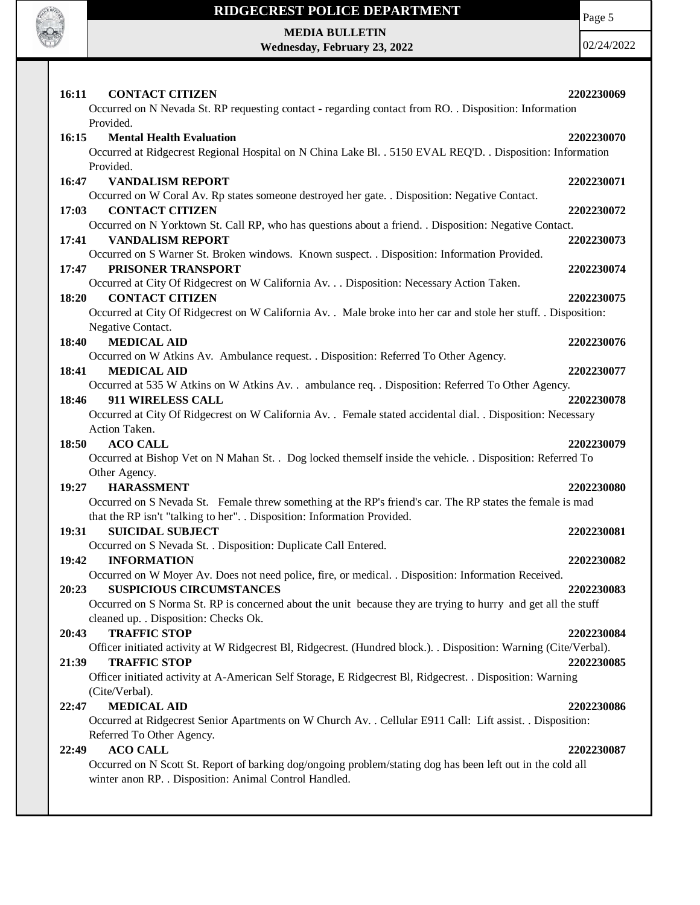**16:11 CONTACT CITIZEN** **2202230069**
Occurred on N Nevada St. RP requesting contact - regarding contact from RO. . Disposition: Information Provided.

**16:15 Mental Health Evaluation** **2202230070**
Occurred at Ridgecrest Regional Hospital on N China Lake Bl. . 5150 EVAL REQ'D. . Disposition: Information Provided.

**16:47 VANDALISM REPORT** **2202230071**
Occurred on W Coral Av. Rp states someone destroyed her gate. . Disposition: Negative Contact.

**17:03 CONTACT CITIZEN** **2202230072**
Occurred on N Yorktown St. Call RP, who has questions about a friend. . Disposition: Negative Contact.

**17:41 VANDALISM REPORT** **2202230073**
Occurred on S Warner St. Broken windows. Known suspect. . Disposition: Information Provided.

**17:47 PRISONER TRANSPORT** **2202230074**
Occurred at City Of Ridgecrest on W California Av. . . Disposition: Necessary Action Taken.

**18:20 CONTACT CITIZEN** **2202230075**
Occurred at City Of Ridgecrest on W California Av. . Male broke into her car and stole her stuff. . Disposition: Negative Contact.

**18:40 MEDICAL AID** **2202230076**
Occurred on W Atkins Av. Ambulance request. . Disposition: Referred To Other Agency.

**18:41 MEDICAL AID** **2202230077**
Occurred at 535 W Atkins on W Atkins Av. . ambulance req. . Disposition: Referred To Other Agency.

**18:46 911 WIRELESS CALL** **2202230078**
Occurred at City Of Ridgecrest on W California Av. . Female stated accidental dial. . Disposition: Necessary Action Taken.

**18:50 ACO CALL** **2202230079**
Occurred at Bishop Vet on N Mahan St. . Dog locked themself inside the vehicle. . Disposition: Referred To Other Agency.

**19:27 HARASSMENT** **2202230080**
Occurred on S Nevada St. Female threw something at the RP's friend's car. The RP states the female is mad that the RP isn't "talking to her". . Disposition: Information Provided.

**19:31 SUICIDAL SUBJECT** **2202230081**
Occurred on S Nevada St. . Disposition: Duplicate Call Entered.

**19:42 INFORMATION** **2202230082**
Occurred on W Moyer Av. Does not need police, fire, or medical. . Disposition: Information Received.

**20:23 SUSPICIOUS CIRCUMSTANCES** **2202230083**
Occurred on S Norma St. RP is concerned about the unit because they are trying to hurry and get all the stuff cleaned up. . Disposition: Checks Ok.

**20:43 TRAFFIC STOP** **2202230084**
Officer initiated activity at W Ridgecrest Bl, Ridgecrest. (Hundred block.). . Disposition: Warning (Cite/Verbal).

**21:39 TRAFFIC STOP** **2202230085**
Officer initiated activity at A-American Self Storage, E Ridgecrest Bl, Ridgecrest. . Disposition: Warning (Cite/Verbal).

**22:47 MEDICAL AID** **2202230086**
Occurred at Ridgecrest Senior Apartments on W Church Av. . Cellular E911 Call: Lift assist. . Disposition: Referred To Other Agency.

**22:49 ACO CALL** **2202230087**
Occurred on N Scott St. Report of barking dog/ongoing problem/stating dog has been left out in the cold all winter anon RP. . Disposition: Animal Control Handled.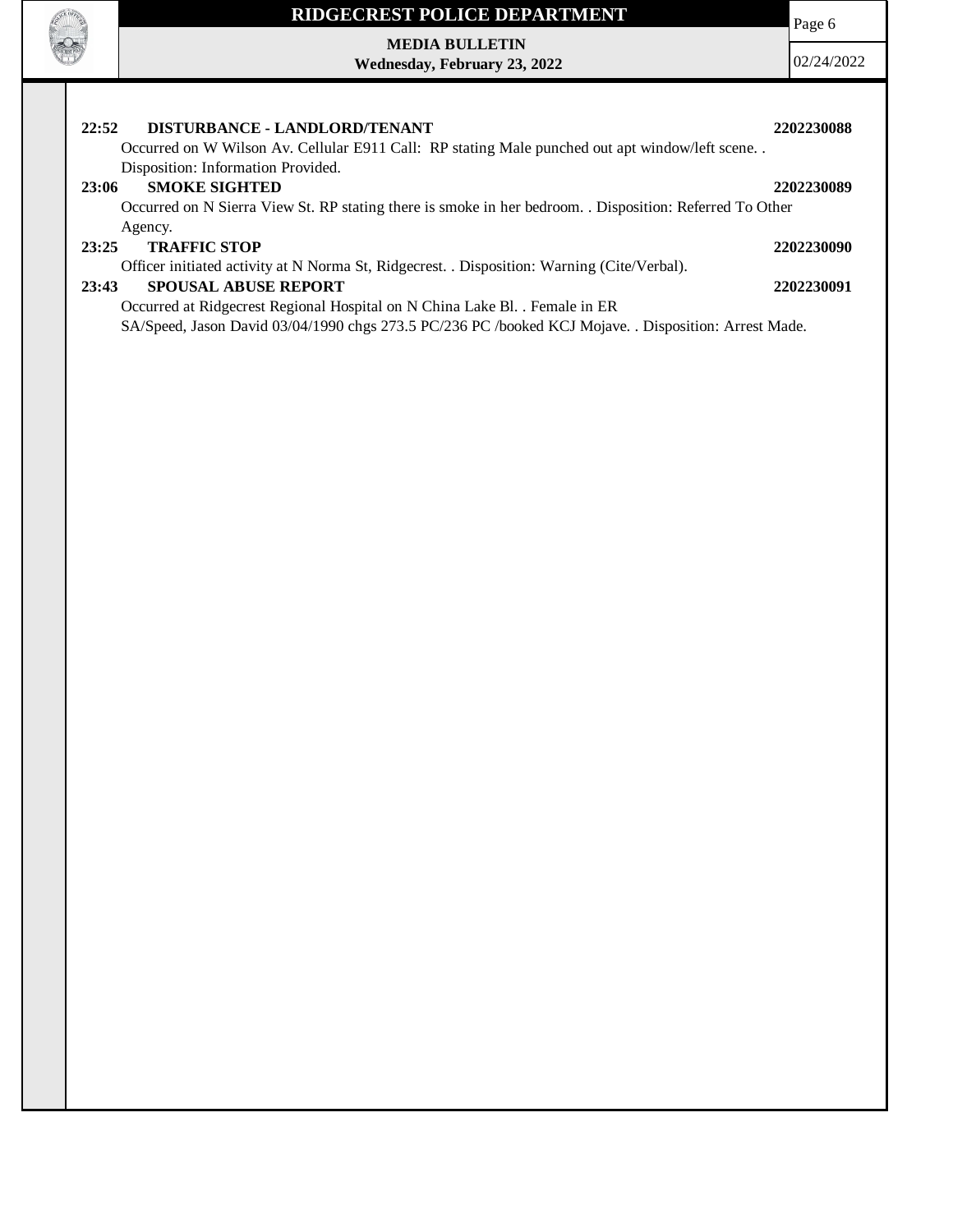**22:52 DISTURBANCE - LANDLORD/TENANT** **2202230088**

Occurred on W Wilson Av. Cellular E911 Call: RP stating Male punched out apt window/left scene. . Disposition: Information Provided.

**23:06 SMOKE SIGHTED** **2202230089**

Occurred on N Sierra View St. RP stating there is smoke in her bedroom. . Disposition: Referred To Other Agency.

**23:25 TRAFFIC STOP** **2202230090**

Officer initiated activity at N Norma St, Ridgecrest. . Disposition: Warning (Cite/Verbal).

**23:43 SPOUSAL ABUSE REPORT** **2202230091**

Occurred at Ridgecrest Regional Hospital on N China Lake Bl. . Female in ER

SA/Speed, Jason David 03/04/1990 chgs 273.5 PC/236 PC /booked KCJ Mojave. . Disposition: Arrest Made.